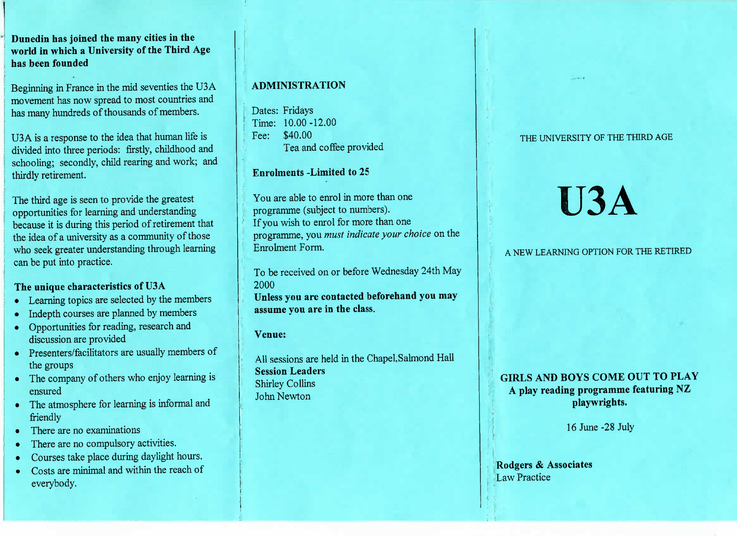**Dunedin has joined the many cities in the world in which a University of the Third Age has been founded**

Beginning in France in the mid seventies the U3A movement has now spread to most countries and has many hundreds of thousands of members.

U3A is a response to the idea that human life is divided into three periods: firstly, childhood and schooling; secondly, child rearing and work; and thirdly retirement.

The third age is seen to provide the greatest opportunities for learning and understanding because it is during this period of retirement that the idea of a university as a community of those who seek greater understanding through learning can be put into practice.

### The unique characteristics of U3A

- Learning topics are selected by the members
- Indepth courses are planned by members
- Opportunities for reading, research and discussion are provided
- Presenters/facilitators are usually members of the groups
- The company of others who enjoy learning is ensured
- The atmosphere for learning is informal and friendly
- There are no examinations
- There are no compulsory activities.
- Courses take place during daylight hours.
- Costs are minimal and within the reach of everybody.

## ADMINISTRATION

Dates: Fridays
Time: 10.00 -12.00
Fee: $40.00
Tea and coffee provided

### Enrolments -Limited to 25

You are able to enrol in more than one programme (subject to numbers).
If you wish to enrol for more than one programme, you *must indicate your choice* on the Enrolment Form.

To be received on or before Wednesday 24th May 2000
**Unless you are contacted beforehand you may assume you are in the class.**

### Venue:

All sessions are held in the Chapel,Salmond Hall
**Session Leaders**
Shirley Collins
John Newton

THE UNIVERSITY OF THE THIRD AGE

# U3A

A NEW LEARNING OPTION FOR THE RETIRED

**GIRLS AND BOYS COME OUT TO PLAY**
**A play reading programme featuring NZ playwrights.**

16 June -28 July

**Rodgers & Associates**
Law Practice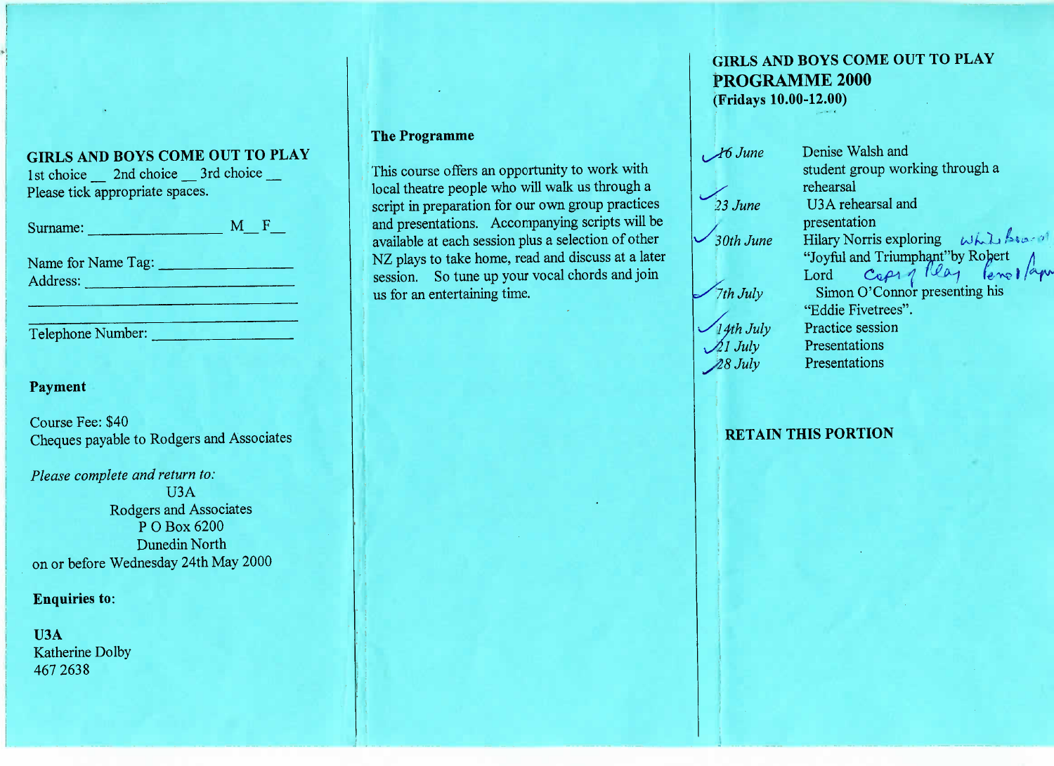## GIRLS AND BOYS COME OUT TO PLAY

1st choice __ 2nd choice __ 3rd choice __
Please tick appropriate spaces.

Surname: ________________ M__ F__

Name for Name Tag: ________________
Address: ________________

________________

Telephone Number: ________________

**Payment**

Course Fee: $40
Cheques payable to Rodgers and Associates

*Please complete and return to:*
U3A
Rodgers and Associates
P O Box 6200
Dunedin North
on or before Wednesday 24th May 2000

**Enquiries to:**

**U3A**
Katherine Dolby
467 2638

**The Programme**

This course offers an opportunity to work with local theatre people who will walk us through a script in preparation for our own group practices and presentations. Accompanying scripts will be available at each session plus a selection of other NZ plays to take home, read and discuss at a later session. So tune up your vocal chords and join us for an entertaining time.

## GIRLS AND BOYS COME OUT TO PLAY PROGRAMME 2000
**(Fridays 10.00-12.00)**

| | |
|---|---|
| *16 June* | Denise Walsh and student group working through a rehearsal |
| *23 June* | U3A rehearsal and presentation |
| *30th June* | Hilary Norris exploring "Joyful and Triumphant" by Robert Lord |
| *7th July* | Simon O'Connor presenting his "Eddie Fivetrees". |
| *14th July* | Practice session |
| *21 July* | Presentations |
| *28 July* | Presentations |

**RETAIN THIS PORTION**